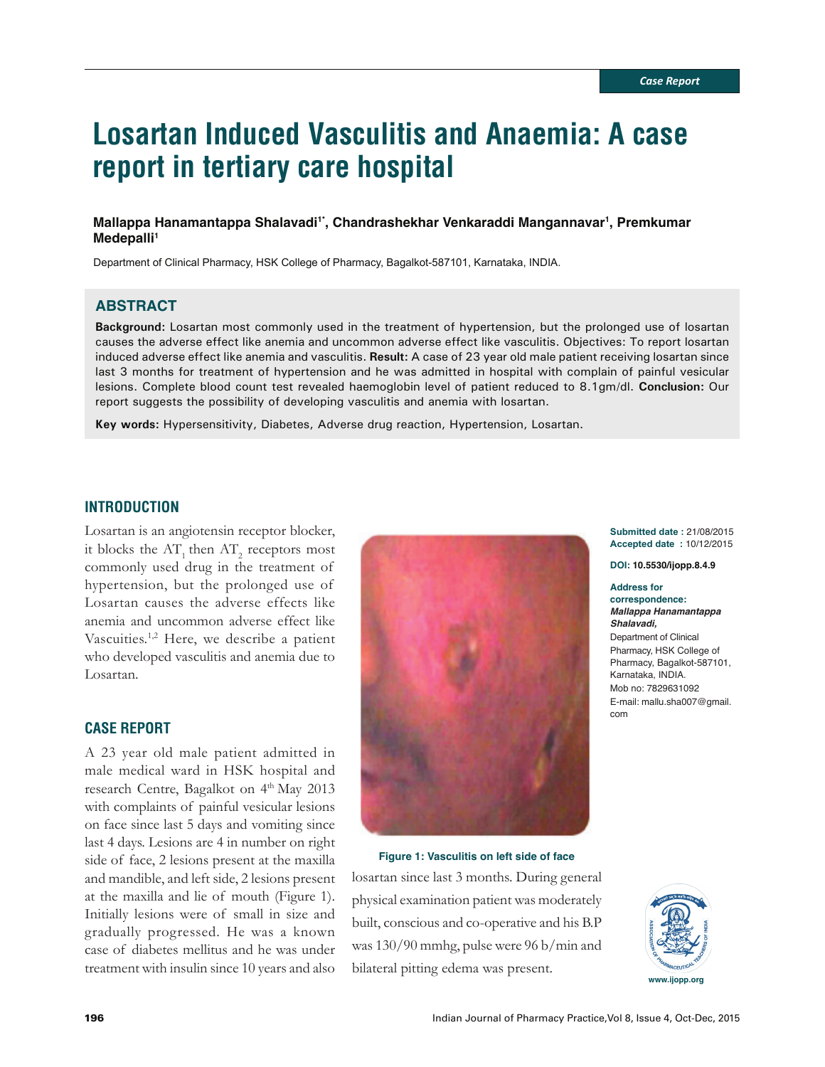Case Report

# Losartan Induced Vasculitis and Anaemia: A case report in tertiary care hospital

**Mallappa Hanamantappa Shalavadi[1*], Chandrashekhar Venkaraddi Mangannavar[1], Premkumar Medepalli[1]**

Department of Clinical Pharmacy, HSK College of Pharmacy, Bagalkot-587101, Karnataka, INDIA.

## ABSTRACT

**Background:** Losartan most commonly used in the treatment of hypertension, but the prolonged use of losartan causes the adverse effect like anemia and uncommon adverse effect like vasculitis. Objectives: To report losartan induced adverse effect like anemia and vasculitis. **Result:** A case of 23 year old male patient receiving losartan since last 3 months for treatment of hypertension and he was admitted in hospital with complain of painful vesicular lesions. Complete blood count test revealed haemoglobin level of patient reduced to 8.1gm/dl. **Conclusion:** Our report suggests the possibility of developing vasculitis and anemia with losartan.

**Key words:** Hypersensitivity, Diabetes, Adverse drug reaction, Hypertension, Losartan.

## INTRODUCTION

Losartan is an angiotensin receptor blocker, it blocks the $AT_1$ then $AT_2$ receptors most commonly used drug in the treatment of hypertension, but the prolonged use of Losartan causes the adverse effect like anemia and uncommon adverse effect like Vascuities.[1,2] Here, we describe a patient who developed vasculitis and anemia due to Losartan.

## CASE REPORT

A 23 year old male patient admitted in male medical ward in HSK hospital and research Centre, Bagalkot on 4[th] May 2013 with complaints of painful vesicular lesions on face since last 5 days and vomiting since last 4 days. Lesions are 4 in number on right side of face, 2 lesions present at the maxilla and mandible, and left side, 2 lesions present at the maxilla and lie of mouth (Figure 1). Initially lesions were of small in size and gradually progressed. He was a known case of diabetes mellitus and he was under treatment with insulin since 10 years and also losartan since last 3 months. During general physical examination patient was moderately built, conscious and co-operative and his B.P was 130/90 mmhg, pulse were 96 b/min and bilateral pitting edema was present.

Figure 1: Vasculitis on left side of face

**Submitted date :** 21/08/2015
**Accepted date :** 10/12/2015

**DOI:** 10.5530/ijopp.8.4.9

**Address for correspondence:**
***Mallappa Hanamantappa Shalavadi,***
Department of Clinical Pharmacy, HSK College of Pharmacy, Bagalkot-587101, Karnataka, INDIA.
Mob no: 7829631092
E-mail: mallu.sha007@gmail.com

www.ijopp.org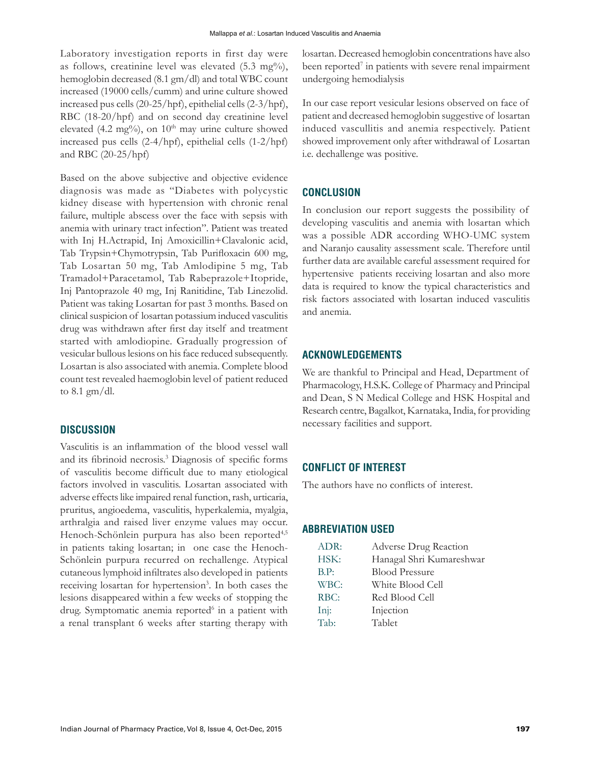Laboratory investigation reports in first day were as follows, creatinine level was elevated (5.3 mg%), hemoglobin decreased (8.1 gm/dl) and total WBC count increased (19000 cells/cumm) and urine culture showed increased pus cells (20-25/hpf), epithelial cells (2-3/hpf), RBC (18-20/hpf) and on second day creatinine level elevated (4.2 mg%), on 10[th] may urine culture showed increased pus cells (2-4/hpf), epithelial cells (1-2/hpf) and RBC (20-25/hpf)

Based on the above subjective and objective evidence diagnosis was made as "Diabetes with polycystic kidney disease with hypertension with chronic renal failure, multiple abscess over the face with sepsis with anemia with urinary tract infection". Patient was treated with Inj H.Actrapid, Inj Amoxicillin+Clavalonic acid, Tab Trypsin+Chymotrypsin, Tab Purifloxacin 600 mg, Tab Losartan 50 mg, Tab Amlodipine 5 mg, Tab Tramadol+Paracetamol, Tab Rabeprazole+Itopride, Inj Pantoprazole 40 mg, Inj Ranitidine, Tab Linezolid. Patient was taking Losartan for past 3 months. Based on clinical suspicion of losartan potassium induced vasculitis drug was withdrawn after first day itself and treatment started with amlodiopine. Gradually progression of vesicular bullous lesions on his face reduced subsequently. Losartan is also associated with anemia. Complete blood count test revealed haemoglobin level of patient reduced to 8.1 gm/dl.

## DISCUSSION

Vasculitis is an inflammation of the blood vessel wall and its fibrinoid necrosis.[3] Diagnosis of specific forms of vasculitis become difficult due to many etiological factors involved in vasculitis. Losartan associated with adverse effects like impaired renal function, rash, urticaria, pruritus, angioedema, vasculitis, hyperkalemia, myalgia, arthralgia and raised liver enzyme values may occur. Henoch-Schönlein purpura has also been reported[4,5] in patients taking losartan; in one case the Henoch-Schönlein purpura recurred on rechallenge. Atypical cutaneous lymphoid infiltrates also developed in patients receiving losartan for hypertension[3]. In both cases the lesions disappeared within a few weeks of stopping the drug. Symptomatic anemia reported[6] in a patient with a renal transplant 6 weeks after starting therapy with losartan. Decreased hemoglobin concentrations have also been reported[7] in patients with severe renal impairment undergoing hemodialysis

In our case report vesicular lesions observed on face of patient and decreased hemoglobin suggestive of losartan induced vascullitis and anemia respectively. Patient showed improvement only after withdrawal of Losartan i.e. dechallenge was positive.

## CONCLUSION

In conclusion our report suggests the possibility of developing vasculitis and anemia with losartan which was a possible ADR according WHO-UMC system and Naranjo causality assessment scale. Therefore until further data are available careful assessment required for hypertensive patients receiving losartan and also more data is required to know the typical characteristics and risk factors associated with losartan induced vasculitis and anemia.

## ACKNOWLEDGEMENTS

We are thankful to Principal and Head, Department of Pharmacology, H.S.K. College of Pharmacy and Principal and Dean, S N Medical College and HSK Hospital and Research centre, Bagalkot, Karnataka, India, for providing necessary facilities and support.

## CONFLICT OF INTEREST

The authors have no conflicts of interest.

## ABBREVIATION USED

| | |
|---|---|
| ADR: | Adverse Drug Reaction |
| HSK: | Hanagal Shri Kumareshwar |
| B.P: | Blood Pressure |
| WBC: | White Blood Cell |
| RBC: | Red Blood Cell |
| Inj: | Injection |
| Tab: | Tablet |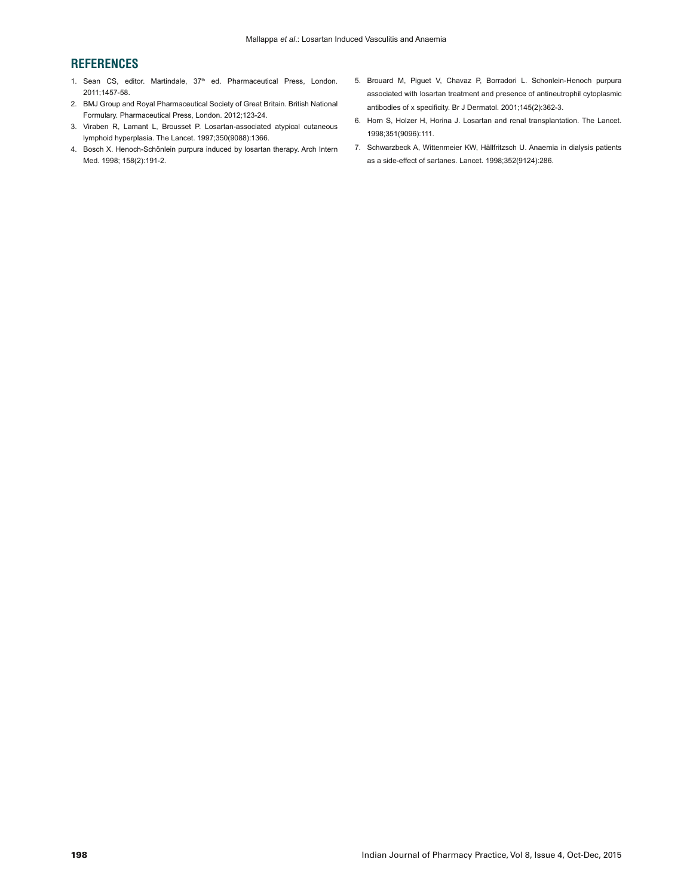## REFERENCES

1. Sean CS, editor. Martindale, 37th ed. Pharmaceutical Press, London. 2011;1457-58.
2. BMJ Group and Royal Pharmaceutical Society of Great Britain. British National Formulary. Pharmaceutical Press, London. 2012;123-24.
3. Viraben R, Lamant L, Brousset P. Losartan-associated atypical cutaneous lymphoid hyperplasia. The Lancet. 1997;350(9088):1366.
4. Bosch X. Henoch-Schönlein purpura induced by losartan therapy. Arch Intern Med. 1998; 158(2):191-2.
5. Brouard M, Piguet V, Chavaz P, Borradori L. Schonlein-Henoch purpura associated with losartan treatment and presence of antineutrophil cytoplasmic antibodies of x specificity. Br J Dermatol. 2001;145(2):362-3.
6. Horn S, Holzer H, Horina J. Losartan and renal transplantation. The Lancet. 1998;351(9096):111.
7. Schwarzbeck A, Wittenmeier KW, Hällfritzsch U. Anaemia in dialysis patients as a side-effect of sartanes. Lancet. 1998;352(9124):286.